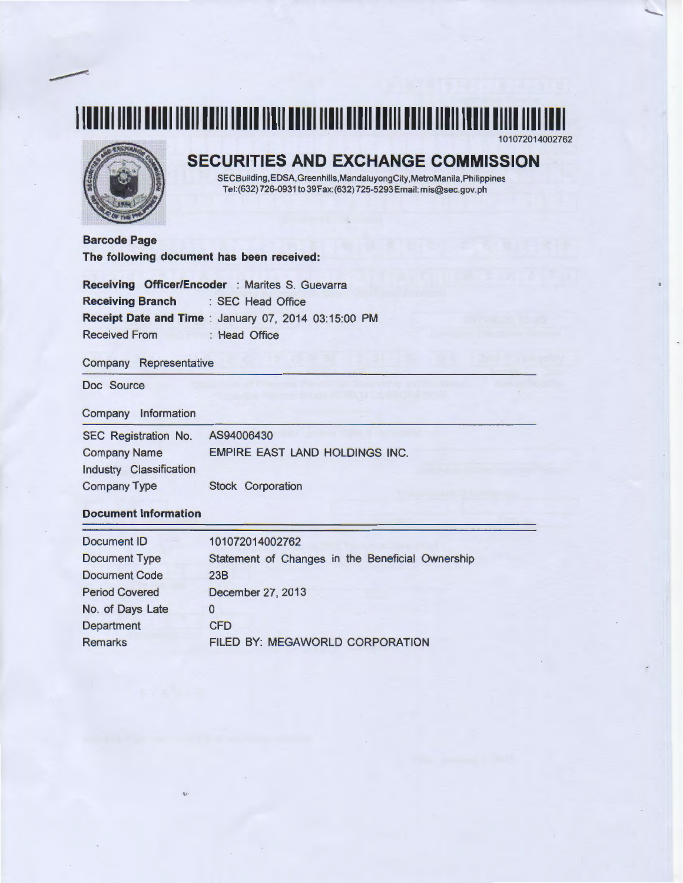101072014002762

# SECURITIES AND EXCHANGE COMMISSION

SECBuilding,EDSA,Greenhills,MandaluyongCity,MetroManila,Philippines
Tel:(632)726-0931 to 39Fax:(632)725-5293Email: mis@sec.gov.ph

**Barcode Page**

**The following document has been received:**

**Receiving Officer/Encoder** : Marites S. Guevarra
**Receiving Branch** : SEC Head Office
**Receipt Date and Time** : January 07, 2014 03:15:00 PM
Received From : Head Office

Company Representative

Doc Source

Company Information

| | |
|---|---|
| SEC Registration No. | AS94006430 |
| Company Name | EMPIRE EAST LAND HOLDINGS INC. |
| Industry Classification | |
| Company Type | Stock Corporation |

**Document Information**

| | |
|---|---|
| Document ID | 101072014002762 |
| Document Type | Statement of Changes in the Beneficial Ownership |
| Document Code | 23B |
| Period Covered | December 27, 2013 |
| No. of Days Late | 0 |
| Department | CFD |
| Remarks | FILED BY: MEGAWORLD CORPORATION |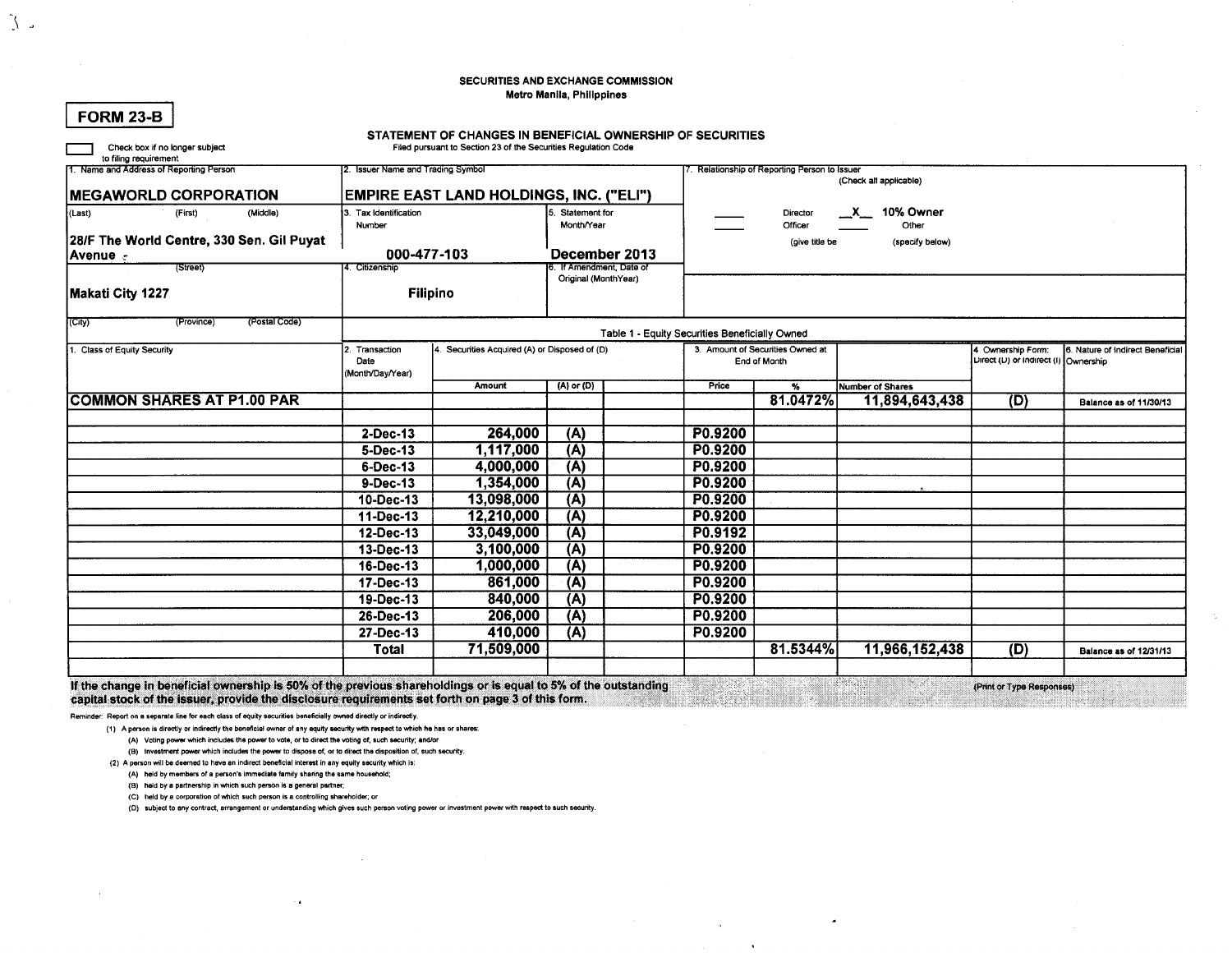SECURITIES AND EXCHANGE COMMISSION
Metro Manila, Philippines

**FORM 23-B**

**STATEMENT OF CHANGES IN BENEFICIAL OWNERSHIP OF SECURITIES**
Filed pursuant to Section 23 of the Securities Regulation Code

☐ Check box if no longer subject to filing requirement

| 1. Name and Address of Reporting Person | 2. Issuer Name and Trading Symbol | | 7. Relationship of Reporting Person to Issuer (Check all applicable) |
|---|---|---|---|
| **MEGAWORLD CORPORATION** | **EMPIRE EAST LAND HOLDINGS, INC. ("ELI")** | | |
| (Last) (First) (Middle) | 3. Tax Identification Number | 5. Statement for Month/Year | ___ Director  _X_ 10% Owner |
| **28/F The World Centre, 330 Sen. Gil Puyat Avenue** | **000-477-103** | **December 2013** | ___ Officer (give title below)  ___ Other (specify below) |
| (Street) | 4. Citizenship | 6. If Amendment, Date of Original (MonthYear) | |
| **Makati City 1227** | **Filipino** | | |
| (City) (Province) (Postal Code) | | | |

Table 1 - Equity Securities Beneficially Owned

| 1. Class of Equity Security | 2. Transaction Date (Month/Day/Year) | 4. Securities Acquired (A) or Disposed of (D) | | | 3. Amount of Securities Owned at End of Month | | | 4. Ownership Form: Direct (D) or Indirect (I) | 6. Nature of Indirect Beneficial Ownership |
|---|---|---|---|---|---|---|---|---|---|
| | | Amount | (A) or (D) | | Price | % | Number of Shares | | |
| **COMMON SHARES AT P1.00 PAR** | | | | | | **81.0472%** | **11,894,643,438** | **(D)** | Balance as of 11/30/13 |
| | | | | | | | | | |
| | **2-Dec-13** | **264,000** | **(A)** | | **P0.9200** | | | | |
| | **5-Dec-13** | **1,117,000** | **(A)** | | **P0.9200** | | | | |
| | **6-Dec-13** | **4,000,000** | **(A)** | | **P0.9200** | | | | |
| | **9-Dec-13** | **1,354,000** | **(A)** | | **P0.9200** | | | | |
| | **10-Dec-13** | **13,098,000** | **(A)** | | **P0.9200** | | | | |
| | **11-Dec-13** | **12,210,000** | **(A)** | | **P0.9200** | | | | |
| | **12-Dec-13** | **33,049,000** | **(A)** | | **P0.9192** | | | | |
| | **13-Dec-13** | **3,100,000** | **(A)** | | **P0.9200** | | | | |
| | **16-Dec-13** | **1,000,000** | **(A)** | | **P0.9200** | | | | |
| | **17-Dec-13** | **861,000** | **(A)** | | **P0.9200** | | | | |
| | **19-Dec-13** | **840,000** | **(A)** | | **P0.9200** | | | | |
| | **26-Dec-13** | **206,000** | **(A)** | | **P0.9200** | | | | |
| | **27-Dec-13** | **410,000** | **(A)** | | **P0.9200** | | | | |
| | **Total** | **71,509,000** | | | | **81.5344%** | **11,966,152,438** | **(D)** | Balance as of 12/31/13 |

**If the change in beneficial ownership is 50% of the previous shareholdings or is equal to 5% of the outstanding capital stock of the issuer, provide the disclosure requirements set forth on page 3 of this form.**

(Print or Type Responses)

Reminder: Report on a separate line for each class of equity securities beneficially owned directly or indirectly.

(1) A person is directly or indirectly the beneficial owner of any equity security with respect to which he has or shares:
   (A) Voting power which includes the power to vote, or to direct the voting of, such security; and/or
   (B) Investment power which includes the power to dispose of, or to direct the disposition of, such security.

(2) A person will be deemed to have an indirect beneficial interest in any equity security which is:
   (A) held by members of a person's immediate family sharing the same household;
   (B) held by a partnership in which such person is a general partner;
   (C) held by a corporation of which such person is a controlling shareholder; or
   (D) subject to any contract, arrangement or understanding which gives such person voting power or investment power with respect to such security.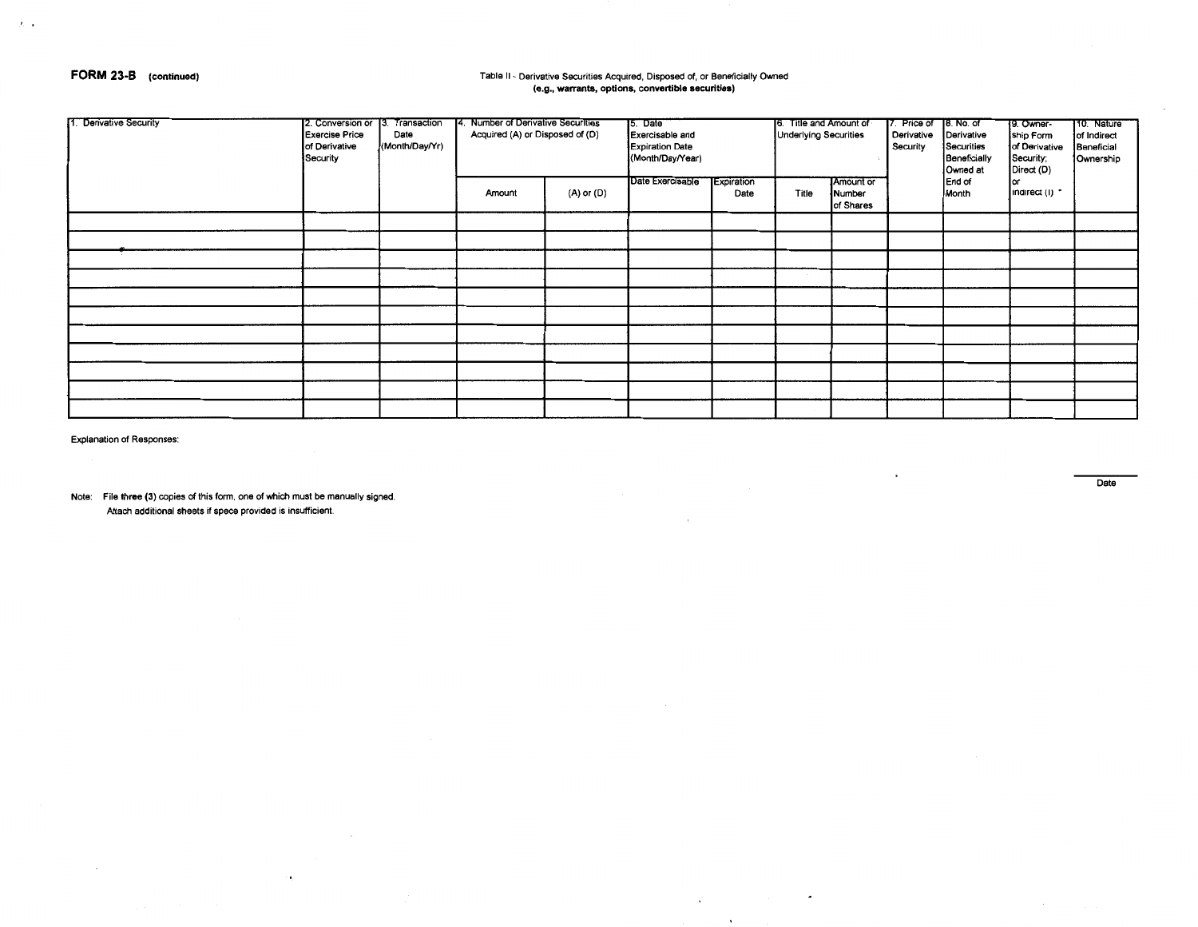**FORM 23-B (continued)**

Table II - Derivative Securities Acquired, Disposed of, or Beneficially Owned
**(e.g., warrants, options, convertible securities)**

| 1. Derivative Security | 2. Conversion or Exercise Price of Derivative Security | 3. Transaction Date (Month/Day/Yr) | 4. Number of Derivative Securities Acquired (A) or Disposed of (D) | | 5. Date Exercisable and Expiration Date (Month/Day/Year) | | 6. Title and Amount of Underlying Securities | | 7. Price of Derivative Security | 8. No. of Derivative Securities Beneficially Owned at End of Month | 9. Owner-ship Form of Derivative Security; Direct (D) or Indirect (I) * | 10. Nature of Indirect Beneficial Ownership |
|---|---|---|---|---|---|---|---|---|---|---|---|---|
| | | | Amount | (A) or (D) | Date Exercisable | Expiration Date | Title | Amount or Number of Shares | | | | |
| | | | | | | | | | | | | |
| | | | | | | | | | | | | |
| | | | | | | | | | | | | |
| | | | | | | | | | | | | |
| | | | | | | | | | | | | |
| | | | | | | | | | | | | |
| | | | | | | | | | | | | |
| | | | | | | | | | | | | |
| | | | | | | | | | | | | |
| | | | | | | | | | | | | |
| | | | | | | | | | | | | |

Explanation of Responses:

Date

Note: File three (3) copies of this form, one of which must be manually signed.
Attach additional sheets if space provided is insufficient.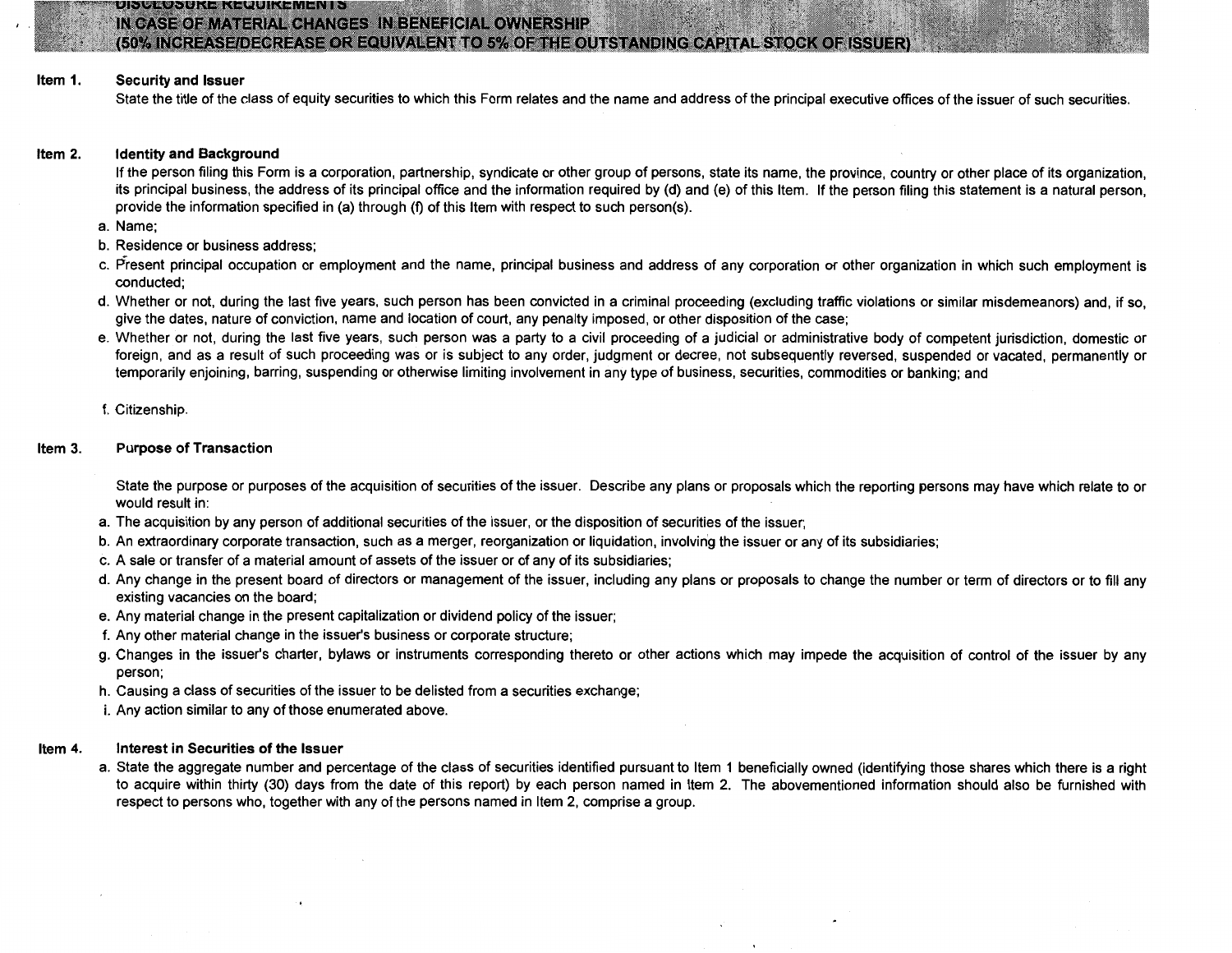## DISCLOSURE REQUIREMENTS
## IN CASE OF MATERIAL CHANGES IN BENEFICIAL OWNERSHIP
## (50% INCREASE/DECREASE OR EQUIVALENT TO 5% OF THE OUTSTANDING CAPITAL STOCK OF ISSUER)

**Item 1.** **Security and Issuer**

State the title of the class of equity securities to which this Form relates and the name and address of the principal executive offices of the issuer of such securities.

**Item 2.** **Identity and Background**

If the person filing this Form is a corporation, partnership, syndicate or other group of persons, state its name, the province, country or other place of its organization, its principal business, the address of its principal office and the information required by (d) and (e) of this Item. If the person filing this statement is a natural person, provide the information specified in (a) through (f) of this Item with respect to such person(s).

a. Name;
b. Residence or business address;
c. Present principal occupation or employment and the name, principal business and address of any corporation or other organization in which such employment is conducted;
d. Whether or not, during the last five years, such person has been convicted in a criminal proceeding (excluding traffic violations or similar misdemeanors) and, if so, give the dates, nature of conviction, name and location of court, any penalty imposed, or other disposition of the case;
e. Whether or not, during the last five years, such person was a party to a civil proceeding of a judicial or administrative body of competent jurisdiction, domestic or foreign, and as a result of such proceeding was or is subject to any order, judgment or decree, not subsequently reversed, suspended or vacated, permanently or temporarily enjoining, barring, suspending or otherwise limiting involvement in any type of business, securities, commodities or banking; and
f. Citizenship.

**Item 3.** **Purpose of Transaction**

State the purpose or purposes of the acquisition of securities of the issuer. Describe any plans or proposals which the reporting persons may have which relate to or would result in:

a. The acquisition by any person of additional securities of the issuer, or the disposition of securities of the issuer;
b. An extraordinary corporate transaction, such as a merger, reorganization or liquidation, involving the issuer or any of its subsidiaries;
c. A sale or transfer of a material amount of assets of the issuer or of any of its subsidiaries;
d. Any change in the present board of directors or management of the issuer, including any plans or proposals to change the number or term of directors or to fill any existing vacancies on the board;
e. Any material change in the present capitalization or dividend policy of the issuer;
f. Any other material change in the issuer's business or corporate structure;
g. Changes in the issuer's charter, bylaws or instruments corresponding thereto or other actions which may impede the acquisition of control of the issuer by any person;
h. Causing a class of securities of the issuer to be delisted from a securities exchange;
i. Any action similar to any of those enumerated above.

**Item 4.** **Interest in Securities of the Issuer**

a. State the aggregate number and percentage of the class of securities identified pursuant to Item 1 beneficially owned (identifying those shares which there is a right to acquire within thirty (30) days from the date of this report) by each person named in Item 2. The abovementioned information should also be furnished with respect to persons who, together with any of the persons named in Item 2, comprise a group.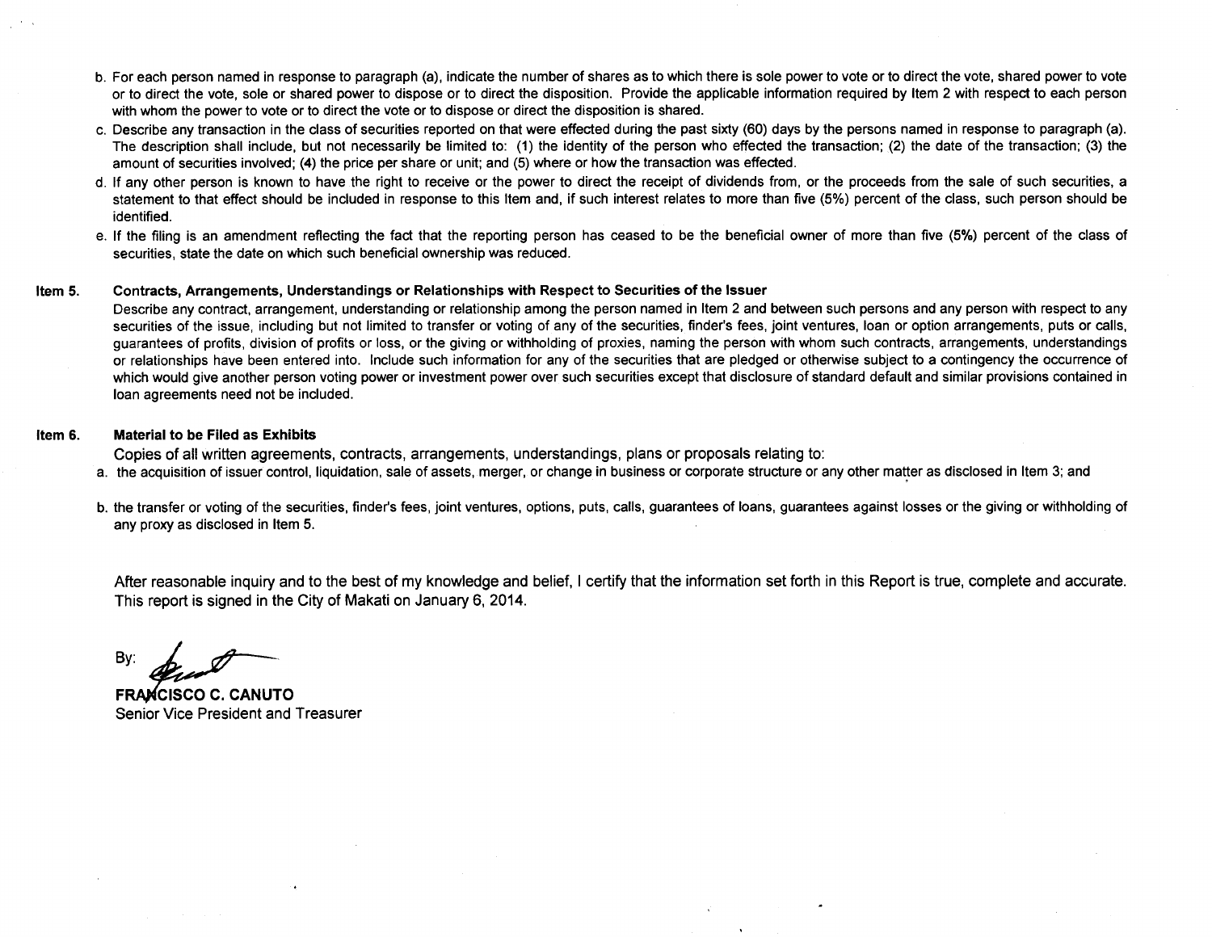b. For each person named in response to paragraph (a), indicate the number of shares as to which there is sole power to vote or to direct the vote, shared power to vote or to direct the vote, sole or shared power to dispose or to direct the disposition. Provide the applicable information required by Item 2 with respect to each person with whom the power to vote or to direct the vote or to dispose or direct the disposition is shared.

c. Describe any transaction in the class of securities reported on that were effected during the past sixty (60) days by the persons named in response to paragraph (a). The description shall include, but not necessarily be limited to: (1) the identity of the person who effected the transaction; (2) the date of the transaction; (3) the amount of securities involved; (4) the price per share or unit; and (5) where or how the transaction was effected.

d. If any other person is known to have the right to receive or the power to direct the receipt of dividends from, or the proceeds from the sale of such securities, a statement to that effect should be included in response to this Item and, if such interest relates to more than five (5%) percent of the class, such person should be identified.

e. If the filing is an amendment reflecting the fact that the reporting person has ceased to be the beneficial owner of more than five (5%) percent of the class of securities, state the date on which such beneficial ownership was reduced.

**Item 5. Contracts, Arrangements, Understandings or Relationships with Respect to Securities of the Issuer**

Describe any contract, arrangement, understanding or relationship among the person named in Item 2 and between such persons and any person with respect to any securities of the issue, including but not limited to transfer or voting of any of the securities, finder's fees, joint ventures, loan or option arrangements, puts or calls, guarantees of profits, division of profits or loss, or the giving or withholding of proxies, naming the person with whom such contracts, arrangements, understandings or relationships have been entered into. Include such information for any of the securities that are pledged or otherwise subject to a contingency the occurrence of which would give another person voting power or investment power over such securities except that disclosure of standard default and similar provisions contained in loan agreements need not be included.

**Item 6. Material to be Filed as Exhibits**

Copies of all written agreements, contracts, arrangements, understandings, plans or proposals relating to:

a. the acquisition of issuer control, liquidation, sale of assets, merger, or change in business or corporate structure or any other matter as disclosed in Item 3; and

b. the transfer or voting of the securities, finder's fees, joint ventures, options, puts, calls, guarantees of loans, guarantees against losses or the giving or withholding of any proxy as disclosed in Item 5.

After reasonable inquiry and to the best of my knowledge and belief, I certify that the information set forth in this Report is true, complete and accurate. This report is signed in the City of Makati on January 6, 2014.

By:

**FRANCISCO C. CANUTO**
Senior Vice President and Treasurer